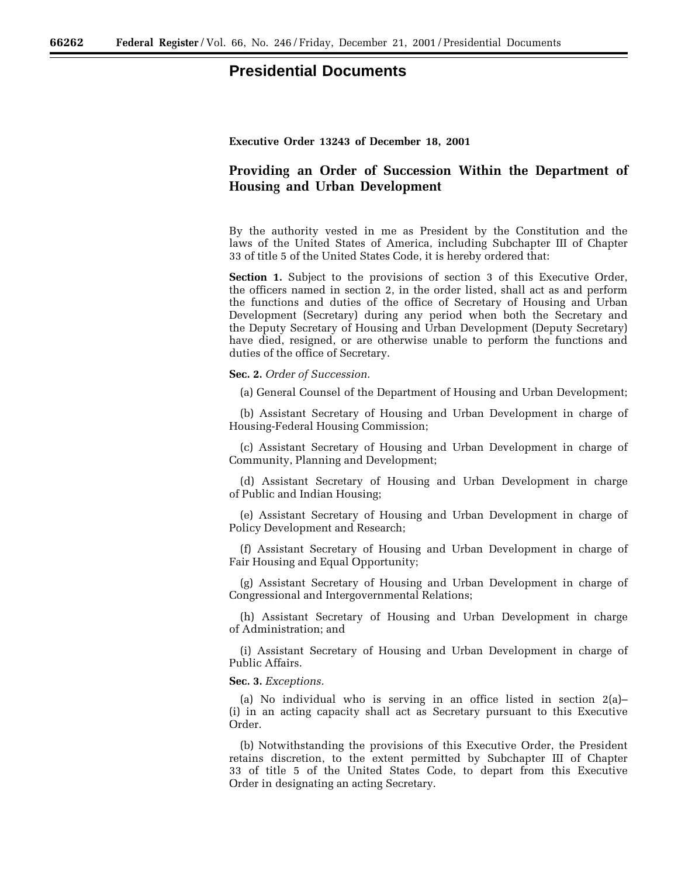# Presidential Documents

**Executive Order 13243 of December 18, 2001**

## Providing an Order of Succession Within the Department of Housing and Urban Development

By the authority vested in me as President by the Constitution and the laws of the United States of America, including Subchapter III of Chapter 33 of title 5 of the United States Code, it is hereby ordered that:

**Section 1.** Subject to the provisions of section 3 of this Executive Order, the officers named in section 2, in the order listed, shall act as and perform the functions and duties of the office of Secretary of Housing and Urban Development (Secretary) during any period when both the Secretary and the Deputy Secretary of Housing and Urban Development (Deputy Secretary) have died, resigned, or are otherwise unable to perform the functions and duties of the office of Secretary.

**Sec. 2.** *Order of Succession.*

(a) General Counsel of the Department of Housing and Urban Development;

(b) Assistant Secretary of Housing and Urban Development in charge of Housing-Federal Housing Commission;

(c) Assistant Secretary of Housing and Urban Development in charge of Community, Planning and Development;

(d) Assistant Secretary of Housing and Urban Development in charge of Public and Indian Housing;

(e) Assistant Secretary of Housing and Urban Development in charge of Policy Development and Research;

(f) Assistant Secretary of Housing and Urban Development in charge of Fair Housing and Equal Opportunity;

(g) Assistant Secretary of Housing and Urban Development in charge of Congressional and Intergovernmental Relations;

(h) Assistant Secretary of Housing and Urban Development in charge of Administration; and

(i) Assistant Secretary of Housing and Urban Development in charge of Public Affairs.

**Sec. 3.** *Exceptions.*

(a) No individual who is serving in an office listed in section 2(a)–(i) in an acting capacity shall act as Secretary pursuant to this Executive Order.

(b) Notwithstanding the provisions of this Executive Order, the President retains discretion, to the extent permitted by Subchapter III of Chapter 33 of title 5 of the United States Code, to depart from this Executive Order in designating an acting Secretary.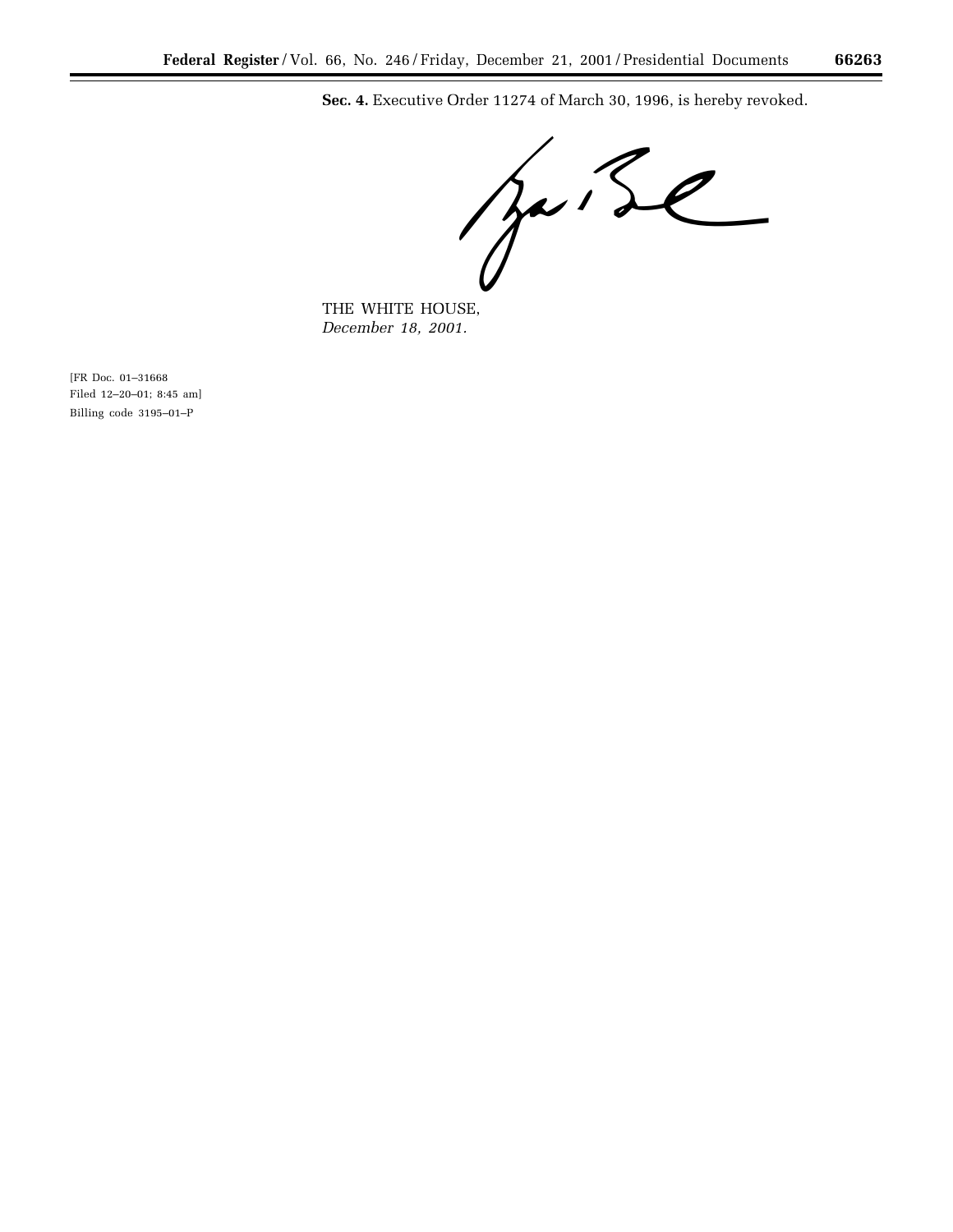**Sec. 4.** Executive Order 11274 of March 30, 1996, is hereby revoked.

THE WHITE HOUSE,
*December 18, 2001.*

[FR Doc. 01–31668
Filed 12–20–01; 8:45 am]
Billing code 3195–01–P